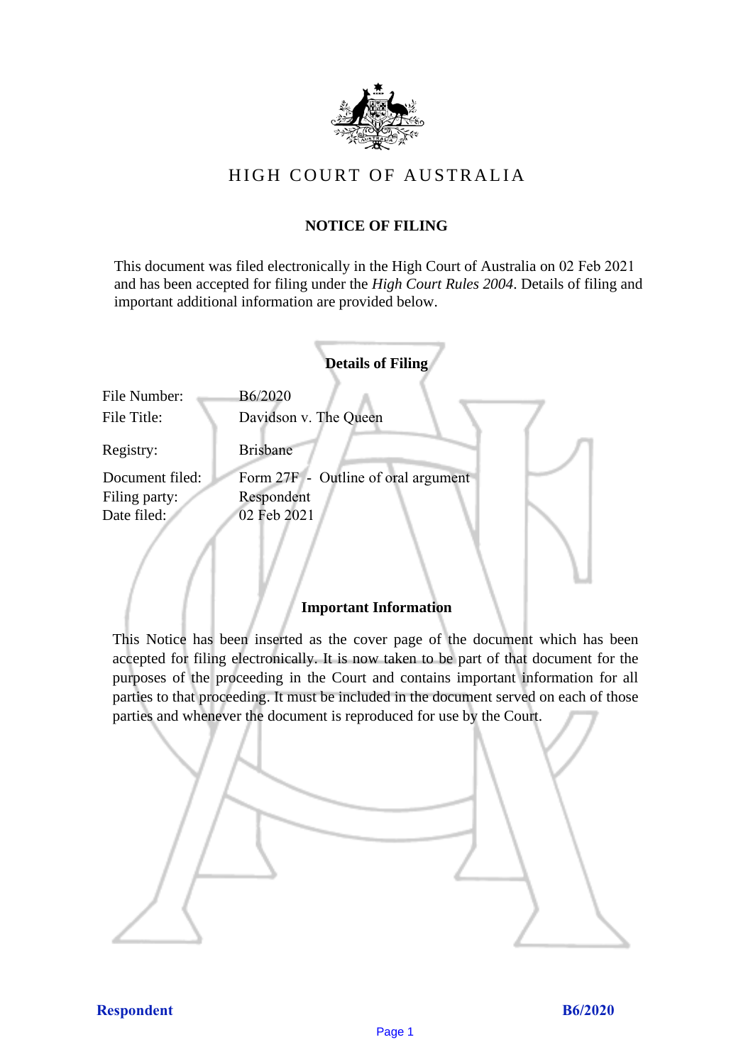# HIGH COURT OF AUSTRALIA

## NOTICE OF FILING

This document was filed electronically in the High Court of Australia on 02 Feb 2021 and has been accepted for filing under the *High Court Rules 2004*. Details of filing and important additional information are provided below.

### Details of Filing

| | |
|---|---|
| File Number: | B6/2020 |
| File Title: | Davidson v. The Queen |
| Registry: | Brisbane |
| Document filed: | Form 27F - Outline of oral argument |
| Filing party: | Respondent |
| Date filed: | 02 Feb 2021 |

### Important Information

This Notice has been inserted as the cover page of the document which has been accepted for filing electronically. It is now taken to be part of that document for the purposes of the proceeding in the Court and contains important information for all parties to that proceeding. It must be included in the document served on each of those parties and whenever the document is reproduced for use by the Court.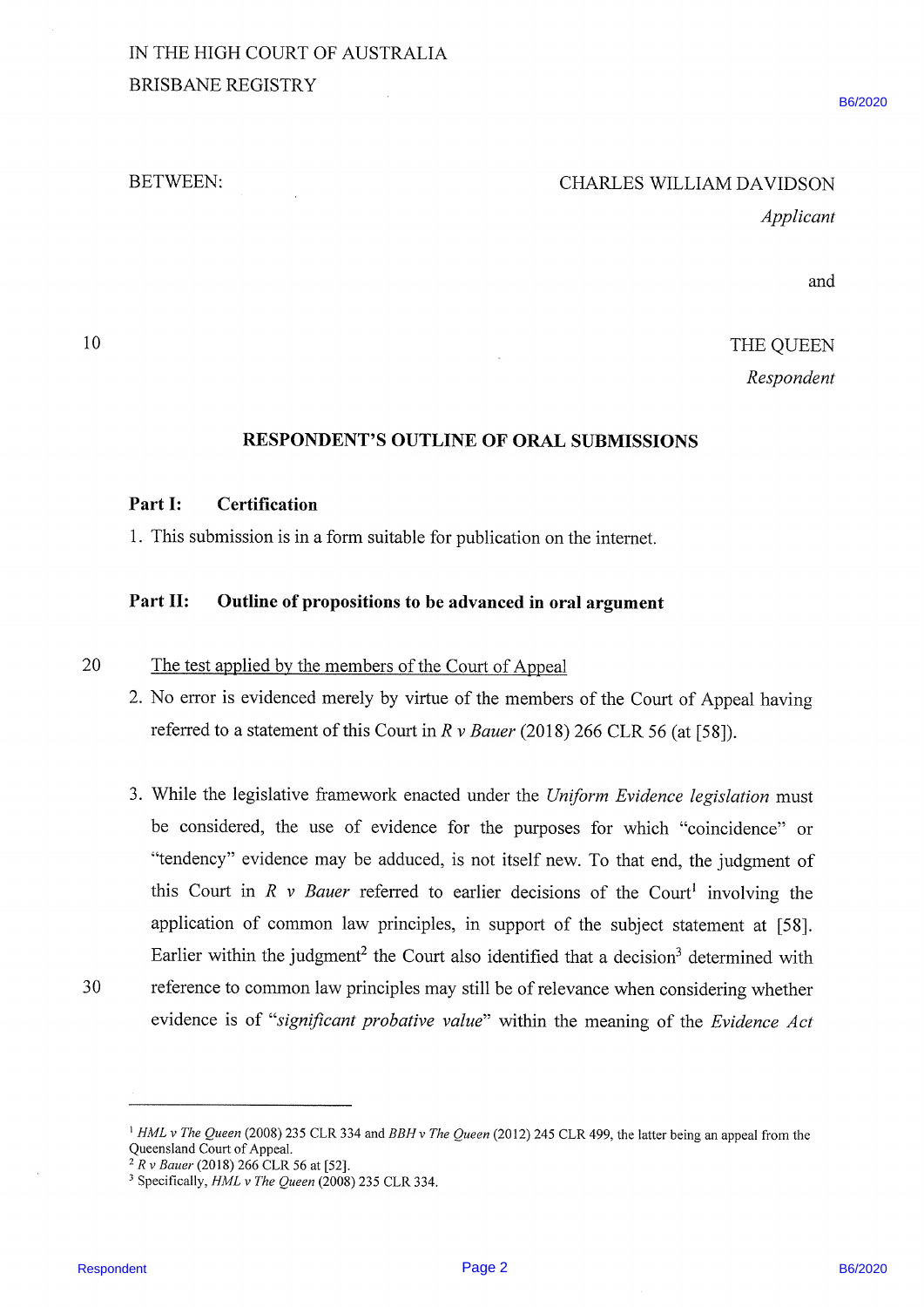IN THE HIGH COURT OF AUSTRALIA

BRISBANE REGISTRY

BETWEEN: CHARLES WILLIAM DAVIDSON

*Applicant*

and

THE QUEEN

*Respondent*

## RESPONDENT'S OUTLINE OF ORAL SUBMISSIONS

**Part I: Certification**

1. This submission is in a form suitable for publication on the internet.

**Part II: Outline of propositions to be advanced in oral argument**

<u>The test applied by the members of the Court of Appeal</u>

2. No error is evidenced merely by virtue of the members of the Court of Appeal having referred to a statement of this Court in *R v Bauer* (2018) 266 CLR 56 (at [58]).

3. While the legislative framework enacted under the *Uniform Evidence legislation* must be considered, the use of evidence for the purposes for which "coincidence" or "tendency" evidence may be adduced, is not itself new. To that end, the judgment of this Court in *R v Bauer* referred to earlier decisions of the Court[1] involving the application of common law principles, in support of the subject statement at [58]. Earlier within the judgment[2] the Court also identified that a decision[3] determined with reference to common law principles may still be of relevance when considering whether evidence is of "*significant probative value*" within the meaning of the *Evidence Act*

---

[1] *HML v The Queen* (2008) 235 CLR 334 and *BBH v The Queen* (2012) 245 CLR 499, the latter being an appeal from the Queensland Court of Appeal.

[2] *R v Bauer* (2018) 266 CLR 56 at [52].

[3] Specifically, *HML v The Queen* (2008) 235 CLR 334.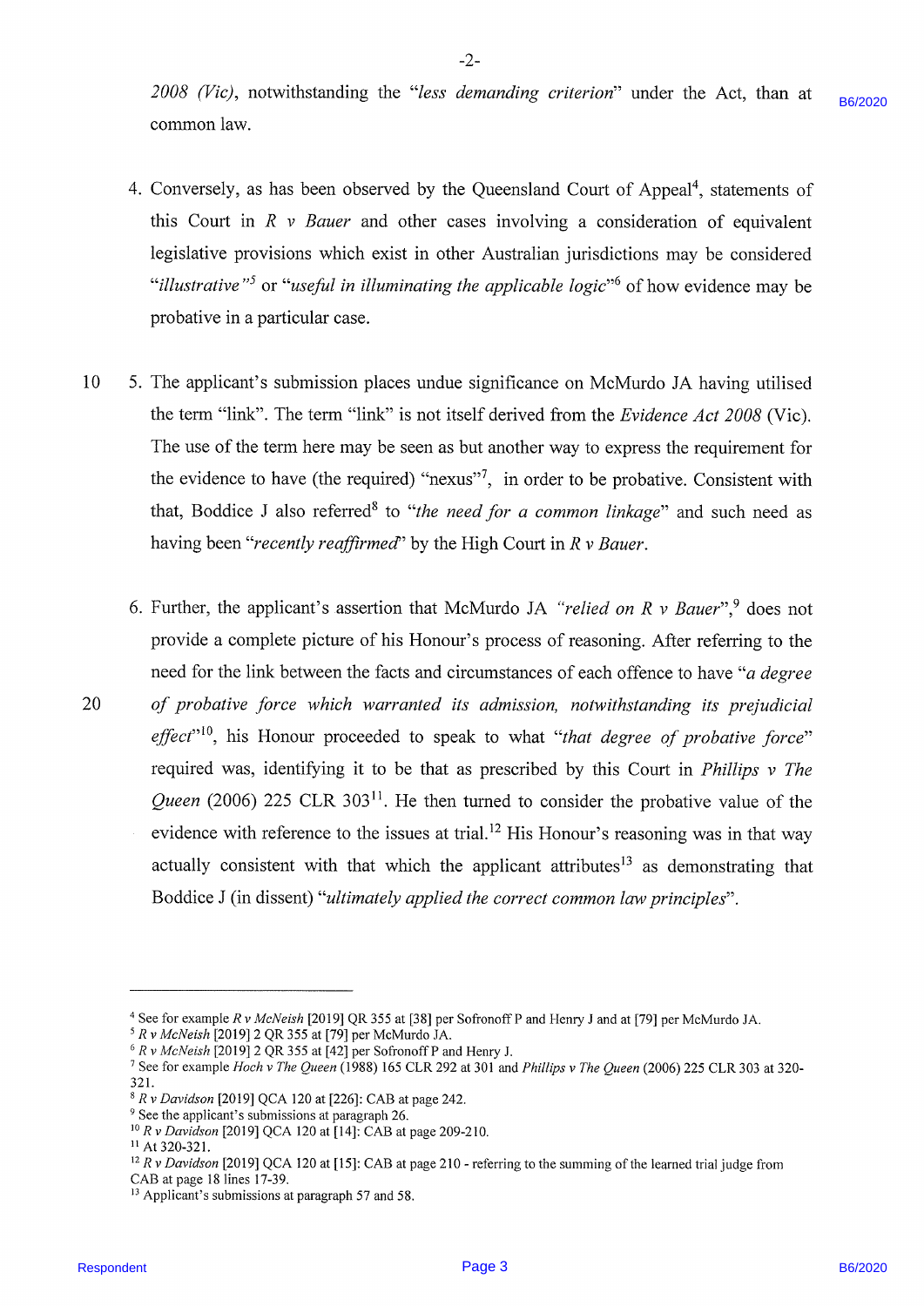2008 (Vic), notwithstanding the *"less demanding criterion"* under the Act, than at common law.

4. Conversely, as has been observed by the Queensland Court of Appeal[4], statements of this Court in *R v Bauer* and other cases involving a consideration of equivalent legislative provisions which exist in other Australian jurisdictions may be considered *"illustrative"*[5] or *"useful in illuminating the applicable logic"*[6] of how evidence may be probative in a particular case.

5. The applicant's submission places undue significance on McMurdo JA having utilised the term "link". The term "link" is not itself derived from the *Evidence Act 2008* (Vic). The use of the term here may be seen as but another way to express the requirement for the evidence to have (the required) "nexus"[7], in order to be probative. Consistent with that, Boddice J also referred[8] to *"the need for a common linkage"* and such need as having been *"recently reaffirmed"* by the High Court in *R v Bauer*.

6. Further, the applicant's assertion that McMurdo JA *"relied on R v Bauer"*,[9] does not provide a complete picture of his Honour's process of reasoning. After referring to the need for the link between the facts and circumstances of each offence to have *"a degree of probative force which warranted its admission, notwithstanding its prejudicial effect"*[10], his Honour proceeded to speak to what *"that degree of probative force"* required was, identifying it to be that as prescribed by this Court in *Phillips v The Queen* (2006) 225 CLR 303[11]. He then turned to consider the probative value of the evidence with reference to the issues at trial.[12] His Honour's reasoning was in that way actually consistent with that which the applicant attributes[13] as demonstrating that Boddice J (in dissent) *"ultimately applied the correct common law principles"*.

---

[4] See for example *R v McNeish* [2019] QR 355 at [38] per Sofronoff P and Henry J and at [79] per McMurdo JA.
[5] *R v McNeish* [2019] 2 QR 355 at [79] per McMurdo JA.
[6] *R v McNeish* [2019] 2 QR 355 at [42] per Sofronoff P and Henry J.
[7] See for example *Hoch v The Queen* (1988) 165 CLR 292 at 301 and *Phillips v The Queen* (2006) 225 CLR 303 at 320-321.
[8] *R v Davidson* [2019] QCA 120 at [226]: CAB at page 242.
[9] See the applicant's submissions at paragraph 26.
[10] *R v Davidson* [2019] QCA 120 at [14]: CAB at page 209-210.
[11] At 320-321.
[12] *R v Davidson* [2019] QCA 120 at [15]: CAB at page 210 - referring to the summing of the learned trial judge from CAB at page 18 lines 17-39.
[13] Applicant's submissions at paragraph 57 and 58.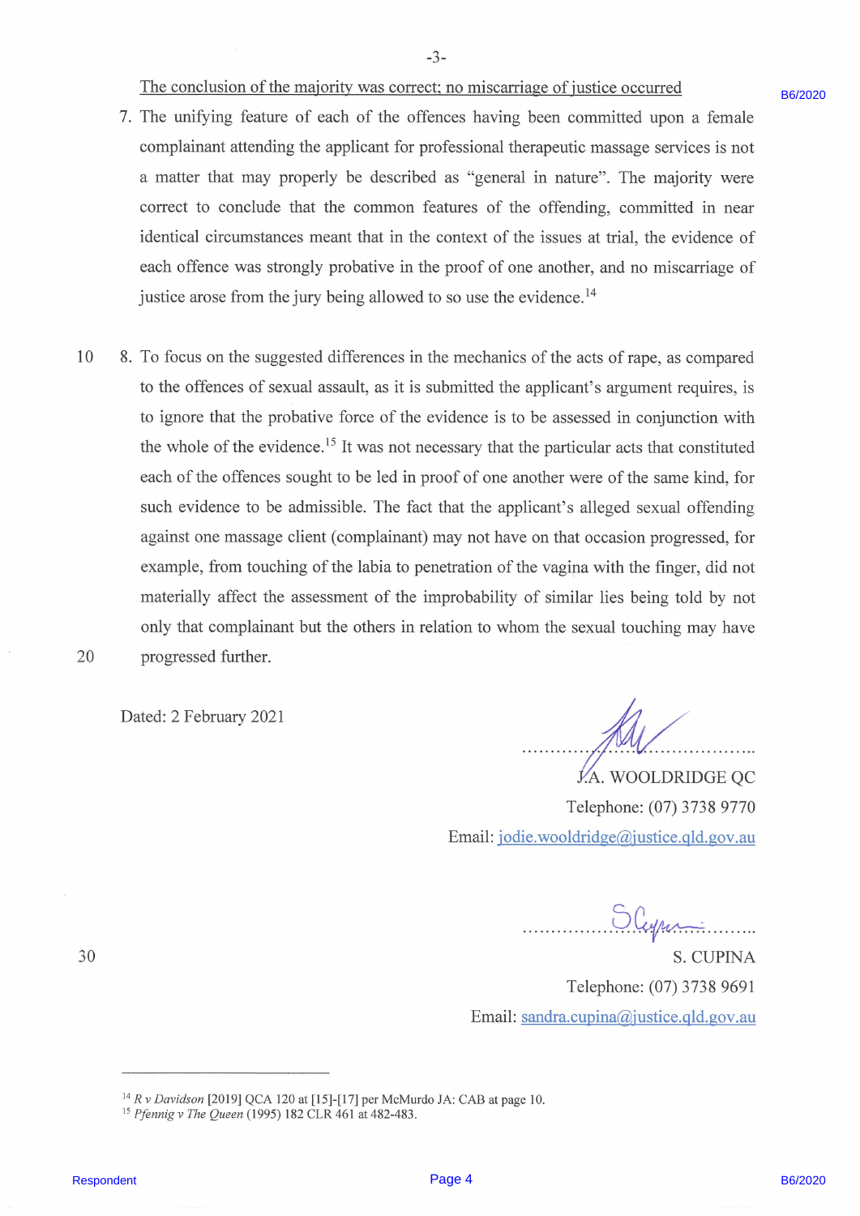The conclusion of the majority was correct; no miscarriage of justice occurred

7. The unifying feature of each of the offences having been committed upon a female complainant attending the applicant for professional therapeutic massage services is not a matter that may properly be described as "general in nature". The majority were correct to conclude that the common features of the offending, committed in near identical circumstances meant that in the context of the issues at trial, the evidence of each offence was strongly probative in the proof of one another, and no miscarriage of justice arose from the jury being allowed to so use the evidence.[14]

8. To focus on the suggested differences in the mechanics of the acts of rape, as compared to the offences of sexual assault, as it is submitted the applicant's argument requires, is to ignore that the probative force of the evidence is to be assessed in conjunction with the whole of the evidence.[15] It was not necessary that the particular acts that constituted each of the offences sought to be led in proof of one another were of the same kind, for such evidence to be admissible. The fact that the applicant's alleged sexual offending against one massage client (complainant) may not have on that occasion progressed, for example, from touching of the labia to penetration of the vagina with the finger, did not materially affect the assessment of the improbability of similar lies being told by not only that complainant but the others in relation to whom the sexual touching may have progressed further.

Dated: 2 February 2021

J.A. WOOLDRIDGE QC
Telephone: (07) 3738 9770
Email: jodie.wooldridge@justice.qld.gov.au

S. CUPINA
Telephone: (07) 3738 9691
Email: sandra.cupina@justice.qld.gov.au

---

[14] *R v Davidson* [2019] QCA 120 at [15]-[17] per McMurdo JA: CAB at page 10.

[15] *Pfennig v The Queen* (1995) 182 CLR 461 at 482-483.